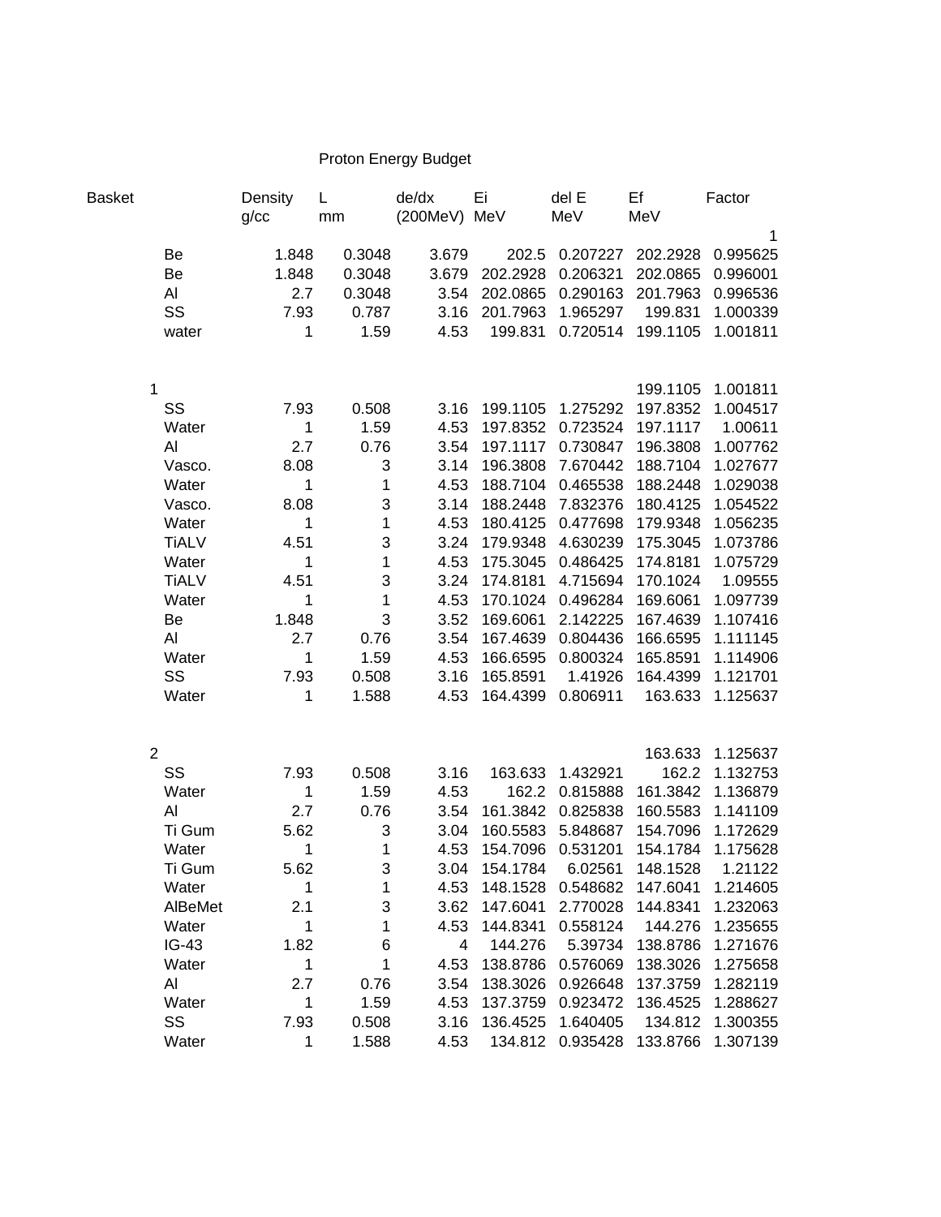# Proton Energy Budget

| Basket | | Density g/cc | L mm | de/dx (200MeV) | Ei MeV | del E MeV | Ef MeV | Factor |
|---|---|---|---|---|---|---|---|---|
| | | | | | | | | 1 |
| | Be | 1.848 | 0.3048 | 3.679 | 202.5 | 0.207227 | 202.2928 | 0.995625 |
| | Be | 1.848 | 0.3048 | 3.679 | 202.2928 | 0.206321 | 202.0865 | 0.996001 |
| | Al | 2.7 | 0.3048 | 3.54 | 202.0865 | 0.290163 | 201.7963 | 0.996536 |
| | SS | 7.93 | 0.787 | 3.16 | 201.7963 | 1.965297 | 199.831 | 1.000339 |
| | water | 1 | 1.59 | 4.53 | 199.831 | 0.720514 | 199.1105 | 1.001811 |
| | | | | | | | | |
| 1 | | | | | | | 199.1105 | 1.001811 |
| | SS | 7.93 | 0.508 | 3.16 | 199.1105 | 1.275292 | 197.8352 | 1.004517 |
| | Water | 1 | 1.59 | 4.53 | 197.8352 | 0.723524 | 197.1117 | 1.00611 |
| | Al | 2.7 | 0.76 | 3.54 | 197.1117 | 0.730847 | 196.3808 | 1.007762 |
| | Vasco. | 8.08 | 3 | 3.14 | 196.3808 | 7.670442 | 188.7104 | 1.027677 |
| | Water | 1 | 1 | 4.53 | 188.7104 | 0.465538 | 188.2448 | 1.029038 |
| | Vasco. | 8.08 | 3 | 3.14 | 188.2448 | 7.832376 | 180.4125 | 1.054522 |
| | Water | 1 | 1 | 4.53 | 180.4125 | 0.477698 | 179.9348 | 1.056235 |
| | TiALV | 4.51 | 3 | 3.24 | 179.9348 | 4.630239 | 175.3045 | 1.073786 |
| | Water | 1 | 1 | 4.53 | 175.3045 | 0.486425 | 174.8181 | 1.075729 |
| | TiALV | 4.51 | 3 | 3.24 | 174.8181 | 4.715694 | 170.1024 | 1.09555 |
| | Water | 1 | 1 | 4.53 | 170.1024 | 0.496284 | 169.6061 | 1.097739 |
| | Be | 1.848 | 3 | 3.52 | 169.6061 | 2.142225 | 167.4639 | 1.107416 |
| | Al | 2.7 | 0.76 | 3.54 | 167.4639 | 0.804436 | 166.6595 | 1.111145 |
| | Water | 1 | 1.59 | 4.53 | 166.6595 | 0.800324 | 165.8591 | 1.114906 |
| | SS | 7.93 | 0.508 | 3.16 | 165.8591 | 1.41926 | 164.4399 | 1.121701 |
| | Water | 1 | 1.588 | 4.53 | 164.4399 | 0.806911 | 163.633 | 1.125637 |
| | | | | | | | | |
| 2 | | | | | | | 163.633 | 1.125637 |
| | SS | 7.93 | 0.508 | 3.16 | 163.633 | 1.432921 | 162.2 | 1.132753 |
| | Water | 1 | 1.59 | 4.53 | 162.2 | 0.815888 | 161.3842 | 1.136879 |
| | Al | 2.7 | 0.76 | 3.54 | 161.3842 | 0.825838 | 160.5583 | 1.141109 |
| | Ti Gum | 5.62 | 3 | 3.04 | 160.5583 | 5.848687 | 154.7096 | 1.172629 |
| | Water | 1 | 1 | 4.53 | 154.7096 | 0.531201 | 154.1784 | 1.175628 |
| | Ti Gum | 5.62 | 3 | 3.04 | 154.1784 | 6.02561 | 148.1528 | 1.21122 |
| | Water | 1 | 1 | 4.53 | 148.1528 | 0.548682 | 147.6041 | 1.214605 |
| | AlBeMet | 2.1 | 3 | 3.62 | 147.6041 | 2.770028 | 144.8341 | 1.232063 |
| | Water | 1 | 1 | 4.53 | 144.8341 | 0.558124 | 144.276 | 1.235655 |
| | IG-43 | 1.82 | 6 | 4 | 144.276 | 5.39734 | 138.8786 | 1.271676 |
| | Water | 1 | 1 | 4.53 | 138.8786 | 0.576069 | 138.3026 | 1.275658 |
| | Al | 2.7 | 0.76 | 3.54 | 138.3026 | 0.926648 | 137.3759 | 1.282119 |
| | Water | 1 | 1.59 | 4.53 | 137.3759 | 0.923472 | 136.4525 | 1.288627 |
| | SS | 7.93 | 0.508 | 3.16 | 136.4525 | 1.640405 | 134.812 | 1.300355 |
| | Water | 1 | 1.588 | 4.53 | 134.812 | 0.935428 | 133.8766 | 1.307139 |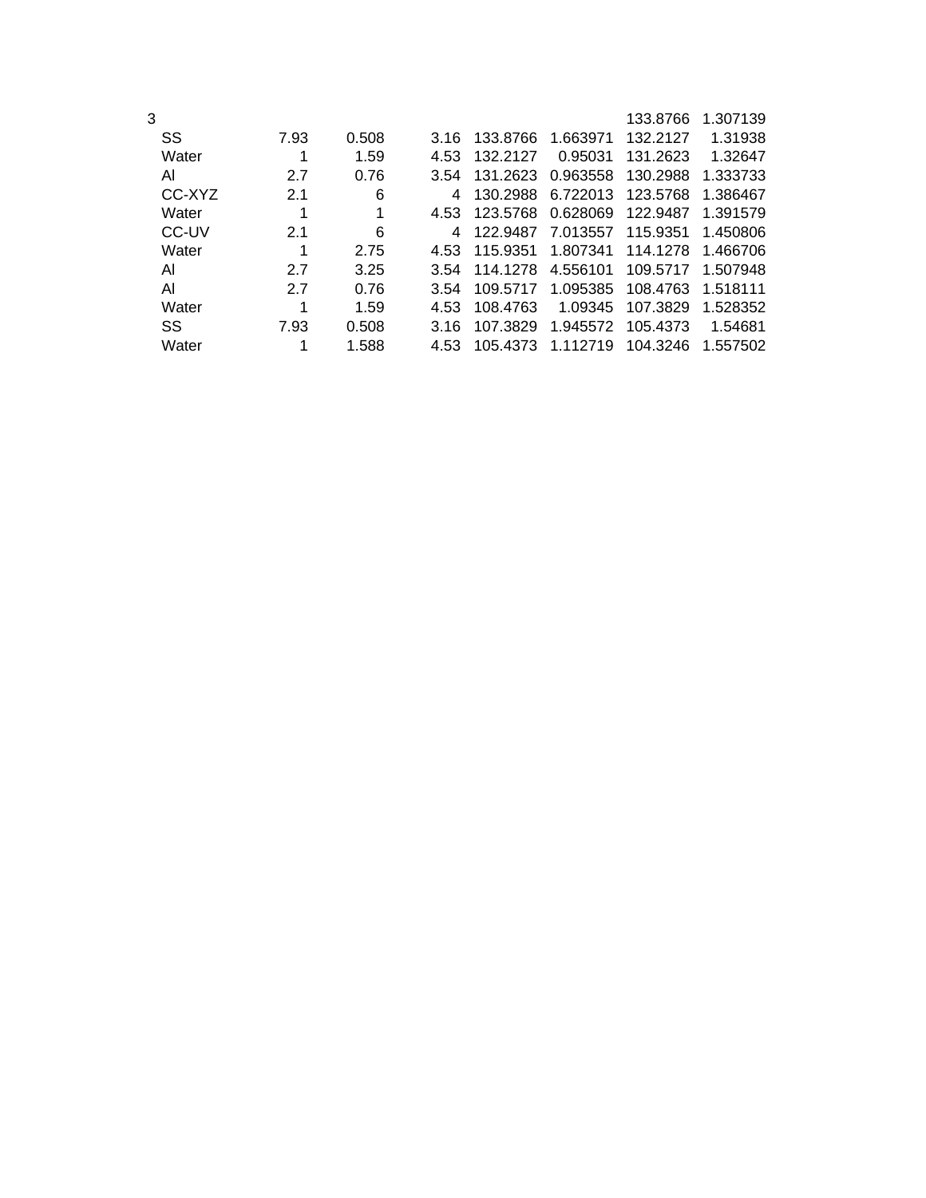| 3 | | | | | | 133.8766 | 1.307139 |
|---|---|---|---|---|---|---|---|
| SS | 7.93 | 0.508 | 3.16 | 133.8766 | 1.663971 | 132.2127 | 1.31938 |
| Water | 1 | 1.59 | 4.53 | 132.2127 | 0.95031 | 131.2623 | 1.32647 |
| Al | 2.7 | 0.76 | 3.54 | 131.2623 | 0.963558 | 130.2988 | 1.333733 |
| CC-XYZ | 2.1 | 6 | 4 | 130.2988 | 6.722013 | 123.5768 | 1.386467 |
| Water | 1 | 1 | 4.53 | 123.5768 | 0.628069 | 122.9487 | 1.391579 |
| CC-UV | 2.1 | 6 | 4 | 122.9487 | 7.013557 | 115.9351 | 1.450806 |
| Water | 1 | 2.75 | 4.53 | 115.9351 | 1.807341 | 114.1278 | 1.466706 |
| Al | 2.7 | 3.25 | 3.54 | 114.1278 | 4.556101 | 109.5717 | 1.507948 |
| Al | 2.7 | 0.76 | 3.54 | 109.5717 | 1.095385 | 108.4763 | 1.518111 |
| Water | 1 | 1.59 | 4.53 | 108.4763 | 1.09345 | 107.3829 | 1.528352 |
| SS | 7.93 | 0.508 | 3.16 | 107.3829 | 1.945572 | 105.4373 | 1.54681 |
| Water | 1 | 1.588 | 4.53 | 105.4373 | 1.112719 | 104.3246 | 1.557502 |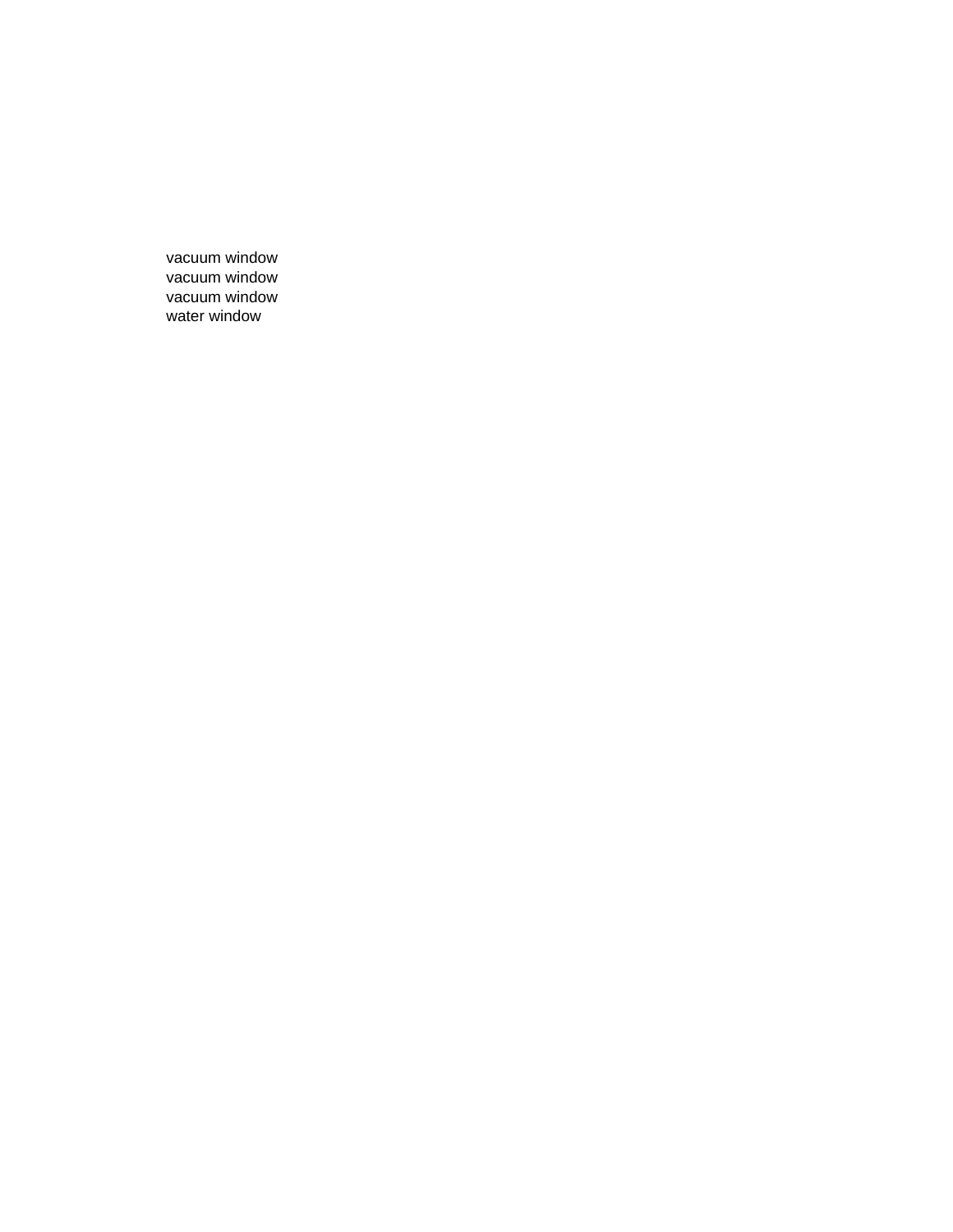vacuum window
vacuum window
vacuum window
water window